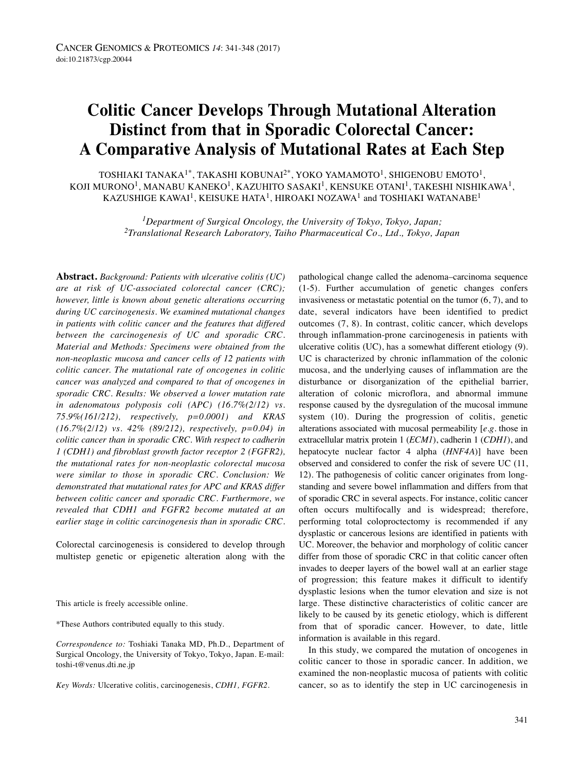# Colitic Cancer Develops Through Mutational Alteration Distinct from that in Sporadic Colorectal Cancer: A Comparative Analysis of Mutational Rates at Each Step

TOSHIAKI TANAKA[1*], TAKASHI KOBUNAI[2*], YOKO YAMAMOTO[1], SHIGENOBU EMOTO[1], KOJI MURONO[1], MANABU KANEKO[1], KAZUHITO SASAKI[1], KENSUKE OTANI[1], TAKESHI NISHIKAWA[1], KAZUSHIGE KAWAI[1], KEISUKE HATA[1], HIROAKI NOZAWA[1] and TOSHIAKI WATANABE[1]

[1]*Department of Surgical Oncology, the University of Tokyo, Tokyo, Japan;*
[2]*Translational Research Laboratory, Taiho Pharmaceutical Co., Ltd., Tokyo, Japan*

**Abstract.** *Background: Patients with ulcerative colitis (UC) are at risk of UC-associated colorectal cancer (CRC); however, little is known about genetic alterations occurring during UC carcinogenesis. We examined mutational changes in patients with colitic cancer and the features that differed between the carcinogenesis of UC and sporadic CRC. Material and Methods: Specimens were obtained from the non-neoplastic mucosa and cancer cells of 12 patients with colitic cancer. The mutational rate of oncogenes in colitic cancer was analyzed and compared to that of oncogenes in sporadic CRC. Results: We observed a lower mutation rate in adenomatous polyposis coli (APC) (16.7%(2/12) vs. 75.9%(161/212), respectively, p=0.0001) and KRAS (16.7%(2/12) vs. 42% (89/212), respectively, p=0.04) in colitic cancer than in sporadic CRC. With respect to cadherin 1 (CDH1) and fibroblast growth factor receptor 2 (FGFR2), the mutational rates for non-neoplastic colorectal mucosa were similar to those in sporadic CRC. Conclusion: We demonstrated that mutational rates for APC and KRAS differ between colitic cancer and sporadic CRC. Furthermore, we revealed that CDH1 and FGFR2 become mutated at an earlier stage in colitic carcinogenesis than in sporadic CRC.*

Colorectal carcinogenesis is considered to develop through multistep genetic or epigenetic alteration along with the pathological change called the adenoma–carcinoma sequence (1-5). Further accumulation of genetic changes confers invasiveness or metastatic potential on the tumor (6, 7), and to date, several indicators have been identified to predict outcomes (7, 8). In contrast, colitic cancer, which develops through inflammation-prone carcinogenesis in patients with ulcerative colitis (UC), has a somewhat different etiology (9). UC is characterized by chronic inflammation of the colonic mucosa, and the underlying causes of inflammation are the disturbance or disorganization of the epithelial barrier, alteration of colonic microflora, and abnormal immune response caused by the dysregulation of the mucosal immune system (10). During the progression of colitis, genetic alterations associated with mucosal permeability [*e.g.* those in extracellular matrix protein 1 (*ECM1*), cadherin 1 (*CDH1*), and hepatocyte nuclear factor 4 alpha (*HNF4A*)] have been observed and considered to confer the risk of severe UC (11, 12). The pathogenesis of colitic cancer originates from long-standing and severe bowel inflammation and differs from that of sporadic CRC in several aspects. For instance, colitic cancer often occurs multifocally and is widespread; therefore, performing total coloproctectomy is recommended if any dysplastic or cancerous lesions are identified in patients with UC. Moreover, the behavior and morphology of colitic cancer differ from those of sporadic CRC in that colitic cancer often invades to deeper layers of the bowel wall at an earlier stage of progression; this feature makes it difficult to identify dysplastic lesions when the tumor elevation and size is not large. These distinctive characteristics of colitic cancer are likely to be caused by its genetic etiology, which is different from that of sporadic cancer. However, to date, little information is available in this regard.

In this study, we compared the mutation of oncogenes in colitic cancer to those in sporadic cancer. In addition, we examined the non-neoplastic mucosa of patients with colitic cancer, so as to identify the step in UC carcinogenesis in

This article is freely accessible online.

*These Authors contributed equally to this study.

*Correspondence to:* Toshiaki Tanaka MD, Ph.D., Department of Surgical Oncology, the University of Tokyo, Tokyo, Japan. E-mail: toshi-t@venus.dti.ne.jp

*Key Words:* Ulcerative colitis, carcinogenesis, *CDH1, FGFR2*.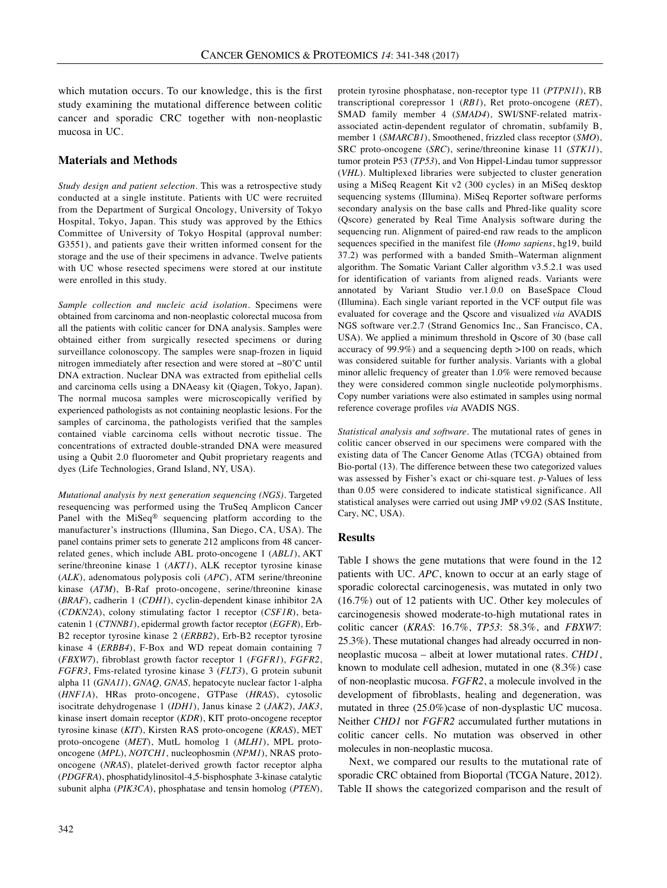which mutation occurs. To our knowledge, this is the first study examining the mutational difference between colitic cancer and sporadic CRC together with non-neoplastic mucosa in UC.

## Materials and Methods

*Study design and patient selection.* This was a retrospective study conducted at a single institute. Patients with UC were recruited from the Department of Surgical Oncology, University of Tokyo Hospital, Tokyo, Japan. This study was approved by the Ethics Committee of University of Tokyo Hospital (approval number: G3551), and patients gave their written informed consent for the storage and the use of their specimens in advance. Twelve patients with UC whose resected specimens were stored at our institute were enrolled in this study.

*Sample collection and nucleic acid isolation.* Specimens were obtained from carcinoma and non-neoplastic colorectal mucosa from all the patients with colitic cancer for DNA analysis. Samples were obtained either from surgically resected specimens or during surveillance colonoscopy. The samples were snap-frozen in liquid nitrogen immediately after resection and were stored at −80˚C until DNA extraction. Nuclear DNA was extracted from epithelial cells and carcinoma cells using a DNAeasy kit (Qiagen, Tokyo, Japan). The normal mucosa samples were microscopically verified by experienced pathologists as not containing neoplastic lesions. For the samples of carcinoma, the pathologists verified that the samples contained viable carcinoma cells without necrotic tissue. The concentrations of extracted double-stranded DNA were measured using a Qubit 2.0 fluorometer and Qubit proprietary reagents and dyes (Life Technologies, Grand Island, NY, USA).

*Mutational analysis by next generation sequencing (NGS).* Targeted resequencing was performed using the TruSeq Amplicon Cancer Panel with the MiSeq® sequencing platform according to the manufacturer's instructions (Illumina, San Diego, CA, USA). The panel contains primer sets to generate 212 amplicons from 48 cancer-related genes, which include ABL proto-oncogene 1 (*ABL1*), AKT serine/threonine kinase 1 (*AKT1*), ALK receptor tyrosine kinase (*ALK*), adenomatous polyposis coli (*APC*), ATM serine/threonine kinase (*ATM*), B-Raf proto-oncogene, serine/threonine kinase (*BRAF*), cadherin 1 (*CDH1*), cyclin-dependent kinase inhibitor 2A (*CDKN2A*), colony stimulating factor 1 receptor (*CSF1R*), beta-catenin 1 (*CTNNB1*), epidermal growth factor receptor (*EGFR*), Erb-B2 receptor tyrosine kinase 2 (*ERBB2*), Erb-B2 receptor tyrosine kinase 4 (*ERBB4*), F-Box and WD repeat domain containing 7 (*FBXW7*), fibroblast growth factor receptor 1 (*FGFR1*), *FGFR2*, *FGFR3*, Fms-related tyrosine kinase 3 (*FLT3*), G protein subunit alpha 11 (*GNA11*), *GNAQ, GNAS,* hepatocyte nuclear factor 1-alpha (*HNF1A*), HRas proto-oncogene, GTPase (*HRAS*), cytosolic isocitrate dehydrogenase 1 (*IDH1*), Janus kinase 2 (*JAK2*), *JAK3*, kinase insert domain receptor (*KDR*), KIT proto-oncogene receptor tyrosine kinase (*KIT*), Kirsten RAS proto-oncogene (*KRAS*), MET proto-oncogene (*MET*), MutL homolog 1 (*MLH1*), MPL proto-oncogene (*MPL*), *NOTCH1*, nucleophosmin (*NPM1*), NRAS proto-oncogene (*NRAS*), platelet-derived growth factor receptor alpha (*PDGFRA*), phosphatidylinositol-4,5-bisphosphate 3-kinase catalytic subunit alpha (*PIK3CA*), phosphatase and tensin homolog (*PTEN*), protein tyrosine phosphatase, non-receptor type 11 (*PTPN11*), RB transcriptional corepressor 1 (*RB1*), Ret proto-oncogene (*RET*), SMAD family member 4 (*SMAD4*), SWI/SNF-related matrix-associated actin-dependent regulator of chromatin, subfamily B, member 1 (*SMARCB1*), Smoothened, frizzled class receptor (*SMO*), SRC proto-oncogene (*SRC*), serine/threonine kinase 11 (*STK11*), tumor protein P53 (*TP53*), and Von Hippel-Lindau tumor suppressor (*VHL*). Multiplexed libraries were subjected to cluster generation using a MiSeq Reagent Kit v2 (300 cycles) in an MiSeq desktop sequencing systems (Illumina). MiSeq Reporter software performs secondary analysis on the base calls and Phred-like quality score (Qscore) generated by Real Time Analysis software during the sequencing run. Alignment of paired-end raw reads to the amplicon sequences specified in the manifest file (*Homo sapiens*, hg19, build 37.2) was performed with a banded Smith–Waterman alignment algorithm. The Somatic Variant Caller algorithm v3.5.2.1 was used for identification of variants from aligned reads. Variants were annotated by Variant Studio ver.1.0.0 on BaseSpace Cloud (Illumina). Each single variant reported in the VCF output file was evaluated for coverage and the Qscore and visualized *via* AVADIS NGS software ver.2.7 (Strand Genomics Inc., San Francisco, CA, USA). We applied a minimum threshold in Qscore of 30 (base call accuracy of 99.9%) and a sequencing depth >100 on reads, which was considered suitable for further analysis. Variants with a global minor allelic frequency of greater than 1.0% were removed because they were considered common single nucleotide polymorphisms. Copy number variations were also estimated in samples using normal reference coverage profiles *via* AVADIS NGS.

*Statistical analysis and software.* The mutational rates of genes in colitic cancer observed in our specimens were compared with the existing data of The Cancer Genome Atlas (TCGA) obtained from Bio-portal (13). The difference between these two categorized values was assessed by Fisher's exact or chi-square test. *p*-Values of less than 0.05 were considered to indicate statistical significance. All statistical analyses were carried out using JMP v9.02 (SAS Institute, Cary, NC, USA).

## Results

Table I shows the gene mutations that were found in the 12 patients with UC. *APC*, known to occur at an early stage of sporadic colorectal carcinogenesis, was mutated in only two (16.7%) out of 12 patients with UC. Other key molecules of carcinogenesis showed moderate-to-high mutational rates in colitic cancer (*KRAS*: 16.7%, *TP53*: 58.3%, and *FBXW7*: 25.3%). These mutational changes had already occurred in non-neoplastic mucosa – albeit at lower mutational rates. *CHD1*, known to modulate cell adhesion, mutated in one (8.3%) case of non-neoplastic mucosa. *FGFR2*, a molecule involved in the development of fibroblasts, healing and degeneration, was mutated in three (25.0%)case of non-dysplastic UC mucosa. Neither *CHD1* nor *FGFR2* accumulated further mutations in colitic cancer cells. No mutation was observed in other molecules in non-neoplastic mucosa.

Next, we compared our results to the mutational rate of sporadic CRC obtained from Bioportal (TCGA Nature, 2012). Table II shows the categorized comparison and the result of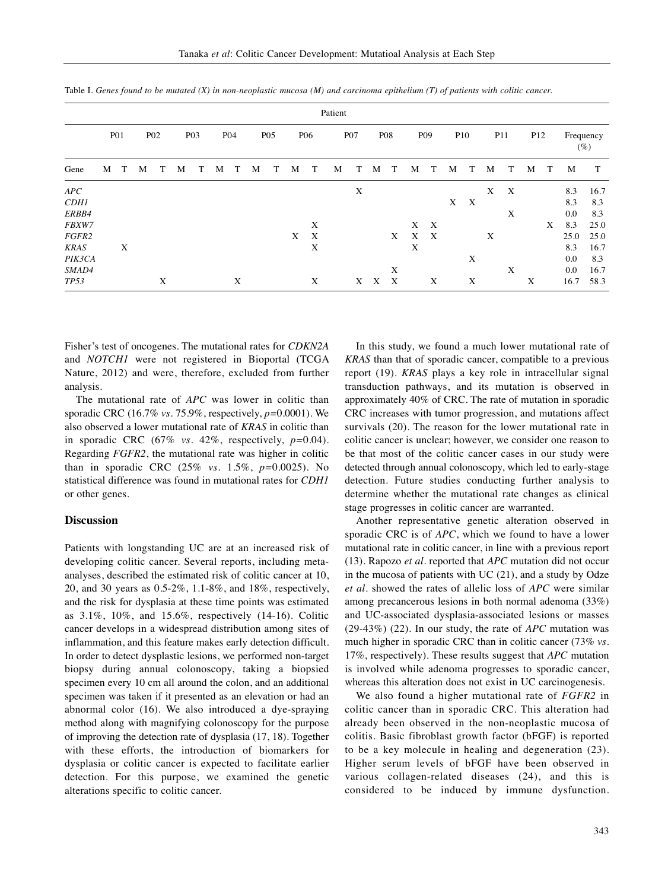Table I. *Genes found to be mutated (X) in non-neoplastic mucosa (M) and carcinoma epithelium (T) of patients with colitic cancer.*

| | Patient | | | | | | | | | | | | | | | | | | | | | | | | | |
|---|---|---|---|---|---|---|---|---|---|---|---|---|---|---|---|---|---|---|---|---|---|---|---|---|---|---|
| | P01 | | P02 | | P03 | | P04 | | P05 | | P06 | | P07 | | P08 | | P09 | | P10 | | P11 | | P12 | | Frequency (%) | |
| Gene | M | T | M | T | M | T | M | T | M | T | M | T | M | T | M | T | M | T | M | T | M | T | M | T | M | T |
| *APC* | | | | | | | | | | | | | | X | | | | | | | X | X | | | 8.3 | 16.7 |
| *CDH1* | | | | | | | | | | | | | | | | | | | X | X | | | | | 8.3 | 8.3 |
| *ERBB4* | | | | | | | | | | | | | | | | | | | | | | X | | | 0.0 | 8.3 |
| *FBXW7* | | | | | | | | | | | | X | | | | | X | X | | | | | | X | 8.3 | 25.0 |
| *FGFR2* | | | | | | | | | | | X | X | | | | X | X | X | | | X | | | | 25.0 | 25.0 |
| *KRAS* | | X | | | | | | | | | | X | | | | | X | | | | | | | | 8.3 | 16.7 |
| *PIK3CA* | | | | | | | | | | | | | | | | | | | | X | | | | | 0.0 | 8.3 |
| *SMAD4* | | | | | | | | | | | | | | | | X | | | | | | X | | | 0.0 | 16.7 |
| *TP53* | | | | X | | | | X | | | | X | | X | X | X | | X | | X | | | X | | 16.7 | 58.3 |

Fisher's test of oncogenes. The mutational rates for *CDKN2A* and *NOTCH1* were not registered in Bioportal (TCGA Nature, 2012) and were, therefore, excluded from further analysis.

The mutational rate of *APC* was lower in colitic than sporadic CRC (16.7% *vs*. 75.9%, respectively, *p*=0.0001). We also observed a lower mutational rate of *KRAS* in colitic than in sporadic CRC (67% *vs*. 42%, respectively, *p*=0.04). Regarding *FGFR2*, the mutational rate was higher in colitic than in sporadic CRC (25% *vs*. 1.5%, *p*=0.0025). No statistical difference was found in mutational rates for *CDH1* or other genes.

## Discussion

Patients with longstanding UC are at an increased risk of developing colitic cancer. Several reports, including meta-analyses, described the estimated risk of colitic cancer at 10, 20, and 30 years as 0.5-2%, 1.1-8%, and 18%, respectively, and the risk for dysplasia at these time points was estimated as 3.1%, 10%, and 15.6%, respectively (14-16). Colitic cancer develops in a widespread distribution among sites of inflammation, and this feature makes early detection difficult. In order to detect dysplastic lesions, we performed non-target biopsy during annual colonoscopy, taking a biopsied specimen every 10 cm all around the colon, and an additional specimen was taken if it presented as an elevation or had an abnormal color (16). We also introduced a dye-spraying method along with magnifying colonoscopy for the purpose of improving the detection rate of dysplasia (17, 18). Together with these efforts, the introduction of biomarkers for dysplasia or colitic cancer is expected to facilitate earlier detection. For this purpose, we examined the genetic alterations specific to colitic cancer.

In this study, we found a much lower mutational rate of *KRAS* than that of sporadic cancer, compatible to a previous report (19). *KRAS* plays a key role in intracellular signal transduction pathways, and its mutation is observed in approximately 40% of CRC. The rate of mutation in sporadic CRC increases with tumor progression, and mutations affect survivals (20). The reason for the lower mutational rate in colitic cancer is unclear; however, we consider one reason to be that most of the colitic cancer cases in our study were detected through annual colonoscopy, which led to early-stage detection. Future studies conducting further analysis to determine whether the mutational rate changes as clinical stage progresses in colitic cancer are warranted.

Another representative genetic alteration observed in sporadic CRC is of *APC*, which we found to have a lower mutational rate in colitic cancer, in line with a previous report (13). Rapozo *et al*. reported that *APC* mutation did not occur in the mucosa of patients with UC (21), and a study by Odze *et al*. showed the rates of allelic loss of *APC* were similar among precancerous lesions in both normal adenoma (33%) and UC-associated dysplasia-associated lesions or masses (29-43%) (22). In our study, the rate of *APC* mutation was much higher in sporadic CRC than in colitic cancer (73% *vs*. 17%, respectively). These results suggest that *APC* mutation is involved while adenoma progresses to sporadic cancer, whereas this alteration does not exist in UC carcinogenesis.

We also found a higher mutational rate of *FGFR2* in colitic cancer than in sporadic CRC. This alteration had already been observed in the non-neoplastic mucosa of colitis. Basic fibroblast growth factor (bFGF) is reported to be a key molecule in healing and degeneration (23). Higher serum levels of bFGF have been observed in various collagen-related diseases (24), and this is considered to be induced by immune dysfunction.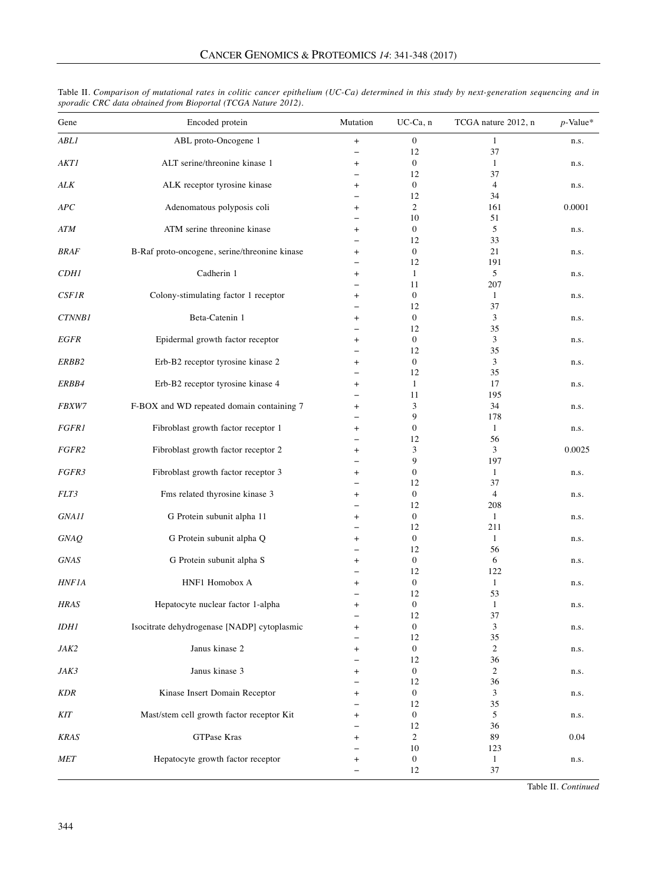Table II. *Comparison of mutational rates in colitic cancer epithelium (UC-Ca) determined in this study by next-generation sequencing and in sporadic CRC data obtained from Bioportal (TCGA Nature 2012).*

| Gene | Encoded protein | Mutation | UC-Ca, n | TCGA nature 2012, n | *p*-Value* |
|---|---|---|---|---|---|
| *ABL1* | ABL proto-Oncogene 1 | + | 0 | 1 | n.s. |
| | | − | 12 | 37 | |
| *AKT1* | ALT serine/threonine kinase 1 | + | 0 | 1 | n.s. |
| | | − | 12 | 37 | |
| *ALK* | ALK receptor tyrosine kinase | + | 0 | 4 | n.s. |
| | | − | 12 | 34 | |
| *APC* | Adenomatous polyposis coli | + | 2 | 161 | 0.0001 |
| | | − | 10 | 51 | |
| *ATM* | ATM serine threonine kinase | + | 0 | 5 | n.s. |
| | | − | 12 | 33 | |
| *BRAF* | B-Raf proto-oncogene, serine/threonine kinase | + | 0 | 21 | n.s. |
| | | − | 12 | 191 | |
| *CDH1* | Cadherin 1 | + | 1 | 5 | n.s. |
| | | − | 11 | 207 | |
| *CSF1R* | Colony-stimulating factor 1 receptor | + | 0 | 1 | n.s. |
| | | − | 12 | 37 | |
| *CTNNB1* | Beta-Catenin 1 | + | 0 | 3 | n.s. |
| | | − | 12 | 35 | |
| *EGFR* | Epidermal growth factor receptor | + | 0 | 3 | n.s. |
| | | − | 12 | 35 | |
| *ERBB2* | Erb-B2 receptor tyrosine kinase 2 | + | 0 | 3 | n.s. |
| | | − | 12 | 35 | |
| *ERBB4* | Erb-B2 receptor tyrosine kinase 4 | + | 1 | 17 | n.s. |
| | | − | 11 | 195 | |
| *FBXW7* | F-BOX and WD repeated domain containing 7 | + | 3 | 34 | n.s. |
| | | − | 9 | 178 | |
| *FGFR1* | Fibroblast growth factor receptor 1 | + | 0 | 1 | n.s. |
| | | − | 12 | 56 | |
| *FGFR2* | Fibroblast growth factor receptor 2 | + | 3 | 3 | 0.0025 |
| | | − | 9 | 197 | |
| *FGFR3* | Fibroblast growth factor receptor 3 | + | 0 | 1 | n.s. |
| | | − | 12 | 37 | |
| *FLT3* | Fms related thyrosine kinase 3 | + | 0 | 4 | n.s. |
| | | − | 12 | 208 | |
| *GNA11* | G Protein subunit alpha 11 | + | 0 | 1 | n.s. |
| | | − | 12 | 211 | |
| *GNAQ* | G Protein subunit alpha Q | + | 0 | 1 | n.s. |
| | | − | 12 | 56 | |
| *GNAS* | G Protein subunit alpha S | + | 0 | 6 | n.s. |
| | | − | 12 | 122 | |
| *HNF1A* | HNF1 Homobox A | + | 0 | 1 | n.s. |
| | | − | 12 | 53 | |
| *HRAS* | Hepatocyte nuclear factor 1-alpha | + | 0 | 1 | n.s. |
| | | − | 12 | 37 | |
| *IDH1* | Isocitrate dehydrogenase [NADP] cytoplasmic | + | 0 | 3 | n.s. |
| | | − | 12 | 35 | |
| *JAK2* | Janus kinase 2 | + | 0 | 2 | n.s. |
| | | − | 12 | 36 | |
| *JAK3* | Janus kinase 3 | + | 0 | 2 | n.s. |
| | | − | 12 | 36 | |
| *KDR* | Kinase Insert Domain Receptor | + | 0 | 3 | n.s. |
| | | − | 12 | 35 | |
| *KIT* | Mast/stem cell growth factor receptor Kit | + | 0 | 5 | n.s. |
| | | − | 12 | 36 | |
| *KRAS* | GTPase Kras | + | 2 | 89 | 0.04 |
| | | − | 10 | 123 | |
| *MET* | Hepatocyte growth factor receptor | + | 0 | 1 | n.s. |
| | | − | 12 | 37 | |

Table II. *Continued*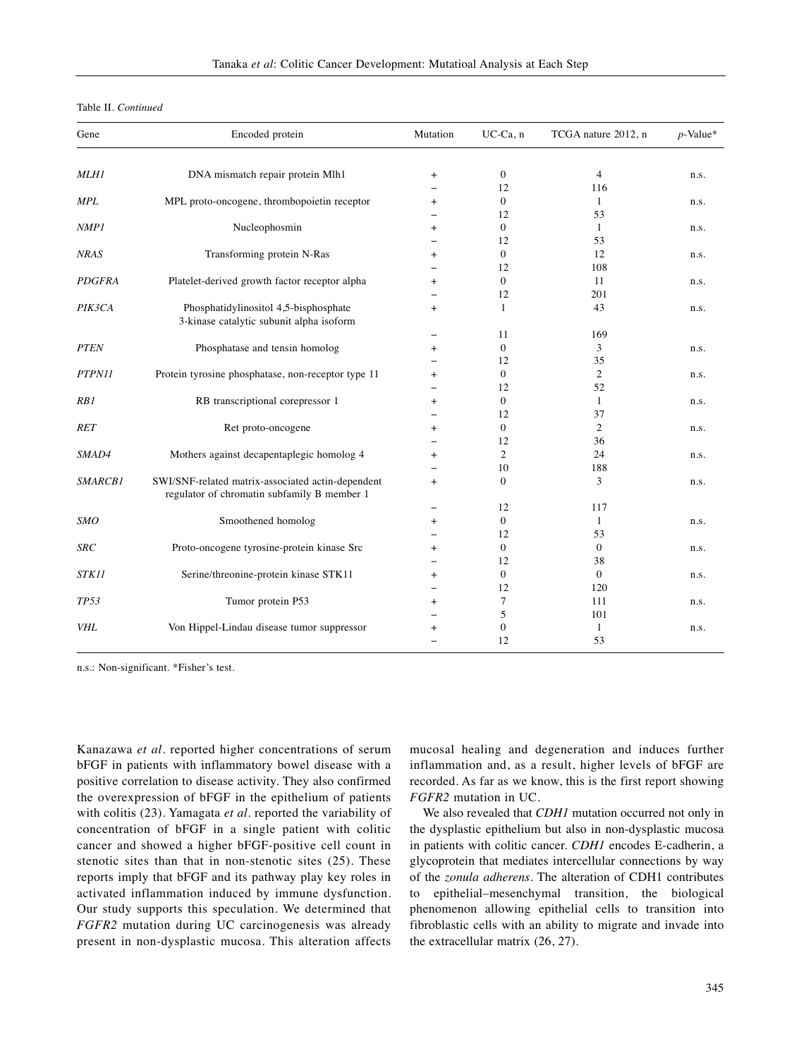Table II. *Continued*

| Gene | Encoded protein | Mutation | UC-Ca, n | TCGA nature 2012, n | *p*-Value* |
|---|---|---|---|---|---|
| *MLH1* | DNA mismatch repair protein Mlh1 | + | 0 | 4 | n.s. |
| | | − | 12 | 116 | |
| *MPL* | MPL proto-oncogene, thrombopoietin receptor | + | 0 | 1 | n.s. |
| | | − | 12 | 53 | |
| *NMP1* | Nucleophosmin | + | 0 | 1 | n.s. |
| | | − | 12 | 53 | |
| *NRAS* | Transforming protein N-Ras | + | 0 | 12 | n.s. |
| | | − | 12 | 108 | |
| *PDGFRA* | Platelet-derived growth factor receptor alpha | + | 0 | 11 | n.s. |
| | | − | 12 | 201 | |
| *PIK3CA* | Phosphatidylinositol 4,5-bisphosphate 3-kinase catalytic subunit alpha isoform | + | 1 | 43 | n.s. |
| | | − | 11 | 169 | |
| *PTEN* | Phosphatase and tensin homolog | + | 0 | 3 | n.s. |
| | | − | 12 | 35 | |
| *PTPN11* | Protein tyrosine phosphatase, non-receptor type 11 | + | 0 | 2 | n.s. |
| | | − | 12 | 52 | |
| *RB1* | RB transcriptional corepressor 1 | + | 0 | 1 | n.s. |
| | | − | 12 | 37 | |
| *RET* | Ret proto-oncogene | + | 0 | 2 | n.s. |
| | | − | 12 | 36 | |
| *SMAD4* | Mothers against decapentaplegic homolog 4 | + | 2 | 24 | n.s. |
| | | − | 10 | 188 | |
| *SMARCB1* | SWI/SNF-related matrix-associated actin-dependent regulator of chromatin subfamily B member 1 | + | 0 | 3 | n.s. |
| | | − | 12 | 117 | |
| *SMO* | Smoothened homolog | + | 0 | 1 | n.s. |
| | | − | 12 | 53 | |
| *SRC* | Proto-oncogene tyrosine-protein kinase Src | + | 0 | 0 | n.s. |
| | | − | 12 | 38 | |
| *STK11* | Serine/threonine-protein kinase STK11 | + | 0 | 0 | n.s. |
| | | − | 12 | 120 | |
| *TP53* | Tumor protein P53 | + | 7 | 111 | n.s. |
| | | − | 5 | 101 | |
| *VHL* | Von Hippel-Lindau disease tumor suppressor | + | 0 | 1 | n.s. |
| | | − | 12 | 53 | |

n.s.: Non-significant. *Fisher's test.

Kanazawa *et al*. reported higher concentrations of serum bFGF in patients with inflammatory bowel disease with a positive correlation to disease activity. They also confirmed the overexpression of bFGF in the epithelium of patients with colitis (23). Yamagata *et al*. reported the variability of concentration of bFGF in a single patient with colitic cancer and showed a higher bFGF-positive cell count in stenotic sites than that in non-stenotic sites (25). These reports imply that bFGF and its pathway play key roles in activated inflammation induced by immune dysfunction. Our study supports this speculation. We determined that *FGFR2* mutation during UC carcinogenesis was already present in non-dysplastic mucosa. This alteration affects mucosal healing and degeneration and induces further inflammation and, as a result, higher levels of bFGF are recorded. As far as we know, this is the first report showing *FGFR2* mutation in UC.

We also revealed that *CDH1* mutation occurred not only in the dysplastic epithelium but also in non-dysplastic mucosa in patients with colitic cancer. *CDH1* encodes E-cadherin, a glycoprotein that mediates intercellular connections by way of the *zonula adherens*. The alteration of CDH1 contributes to epithelial–mesenchymal transition, the biological phenomenon allowing epithelial cells to transition into fibroblastic cells with an ability to migrate and invade into the extracellular matrix (26, 27).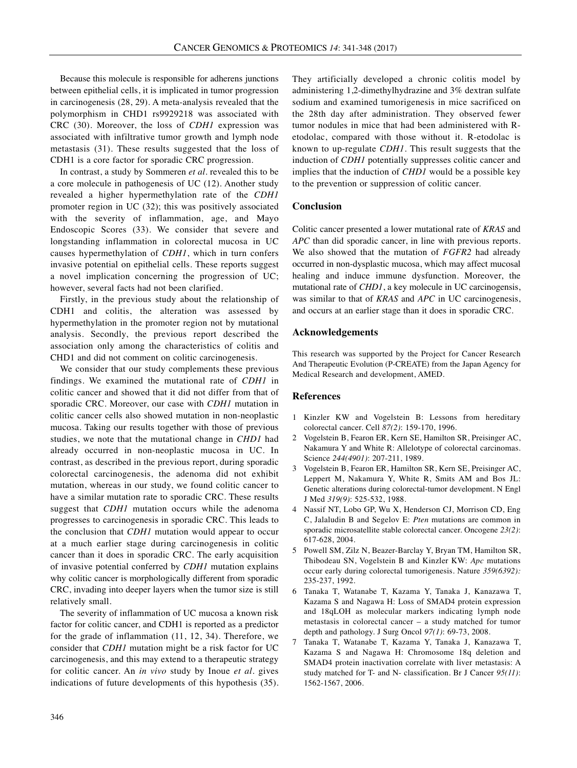Because this molecule is responsible for adherens junctions between epithelial cells, it is implicated in tumor progression in carcinogenesis (28, 29). A meta-analysis revealed that the polymorphism in CHD1 rs9929218 was associated with CRC (30). Moreover, the loss of *CDH1* expression was associated with infiltrative tumor growth and lymph node metastasis (31). These results suggested that the loss of CDH1 is a core factor for sporadic CRC progression.

In contrast, a study by Sommeren *et al.* revealed this to be a core molecule in pathogenesis of UC (12). Another study revealed a higher hypermethylation rate of the *CDH1* promoter region in UC (32); this was positively associated with the severity of inflammation, age, and Mayo Endoscopic Scores (33). We consider that severe and longstanding inflammation in colorectal mucosa in UC causes hypermethylation of *CDH1*, which in turn confers invasive potential on epithelial cells. These reports suggest a novel implication concerning the progression of UC; however, several facts had not been clarified.

Firstly, in the previous study about the relationship of CDH1 and colitis, the alteration was assessed by hypermethylation in the promoter region not by mutational analysis. Secondly, the previous report described the association only among the characteristics of colitis and CHD1 and did not comment on colitic carcinogenesis.

We consider that our study complements these previous findings. We examined the mutational rate of *CDH1* in colitic cancer and showed that it did not differ from that of sporadic CRC. Moreover, our case with *CDH1* mutation in colitic cancer cells also showed mutation in non-neoplastic mucosa. Taking our results together with those of previous studies, we note that the mutational change in *CHD1* had already occurred in non-neoplastic mucosa in UC. In contrast, as described in the previous report, during sporadic colorectal carcinogenesis, the adenoma did not exhibit mutation, whereas in our study, we found colitic cancer to have a similar mutation rate to sporadic CRC. These results suggest that *CDH1* mutation occurs while the adenoma progresses to carcinogenesis in sporadic CRC. This leads to the conclusion that *CDH1* mutation would appear to occur at a much earlier stage during carcinogenesis in colitic cancer than it does in sporadic CRC. The early acquisition of invasive potential conferred by *CDH1* mutation explains why colitic cancer is morphologically different from sporadic CRC, invading into deeper layers when the tumor size is still relatively small.

The severity of inflammation of UC mucosa a known risk factor for colitic cancer, and CDH1 is reported as a predictor for the grade of inflammation (11, 12, 34). Therefore, we consider that *CDH1* mutation might be a risk factor for UC carcinogenesis, and this may extend to a therapeutic strategy for colitic cancer. An *in vivo* study by Inoue *et al.* gives indications of future developments of this hypothesis (35). They artificially developed a chronic colitis model by administering 1,2-dimethylhydrazine and 3% dextran sulfate sodium and examined tumorigenesis in mice sacrificed on the 28th day after administration. They observed fewer tumor nodules in mice that had been administered with R-etodolac, compared with those without it. R-etodolac is known to up-regulate *CDH1*. This result suggests that the induction of *CDH1* potentially suppresses colitic cancer and implies that the induction of *CHD1* would be a possible key to the prevention or suppression of colitic cancer.

## Conclusion

Colitic cancer presented a lower mutational rate of *KRAS* and *APC* than did sporadic cancer, in line with previous reports. We also showed that the mutation of *FGFR2* had already occurred in non-dysplastic mucosa, which may affect mucosal healing and induce immune dysfunction. Moreover, the mutational rate of *CHD1*, a key molecule in UC carcinogensis, was similar to that of *KRAS* and *APC* in UC carcinogenesis, and occurs at an earlier stage than it does in sporadic CRC.

## Acknowledgements

This research was supported by the Project for Cancer Research And Therapeutic Evolution (P-CREATE) from the Japan Agency for Medical Research and development, AMED.

## References

1. Kinzler KW and Vogelstein B: Lessons from hereditary colorectal cancer. Cell *87(2)*: 159-170, 1996.
2. Vogelstein B, Fearon ER, Kern SE, Hamilton SR, Preisinger AC, Nakamura Y and White R: Allelotype of colorectal carcinomas. Science *244(4901)*: 207-211, 1989.
3. Vogelstein B, Fearon ER, Hamilton SR, Kern SE, Preisinger AC, Leppert M, Nakamura Y, White R, Smits AM and Bos JL: Genetic alterations during colorectal-tumor development. N Engl J Med *319(9)*: 525-532, 1988.
4. Nassif NT, Lobo GP, Wu X, Henderson CJ, Morrison CD, Eng C, Jalaludin B and Segelov E: *Pten* mutations are common in sporadic microsatellite stable colorectal cancer. Oncogene *23(2)*: 617-628, 2004.
5. Powell SM, Zilz N, Beazer-Barclay Y, Bryan TM, Hamilton SR, Thibodeau SN, Vogelstein B and Kinzler KW: *Apc* mutations occur early during colorectal tumorigenesis. Nature *359(6392):* 235-237, 1992.
6. Tanaka T, Watanabe T, Kazama Y, Tanaka J, Kanazawa T, Kazama S and Nagawa H: Loss of SMAD4 protein expression and 18qLOH as molecular markers indicating lymph node metastasis in colorectal cancer – a study matched for tumor depth and pathology. J Surg Oncol *97(1)*: 69-73, 2008.
7. Tanaka T, Watanabe T, Kazama Y, Tanaka J, Kanazawa T, Kazama S and Nagawa H: Chromosome 18q deletion and SMAD4 protein inactivation correlate with liver metastasis: A study matched for T- and N- classification. Br J Cancer *95(11)*: 1562-1567, 2006.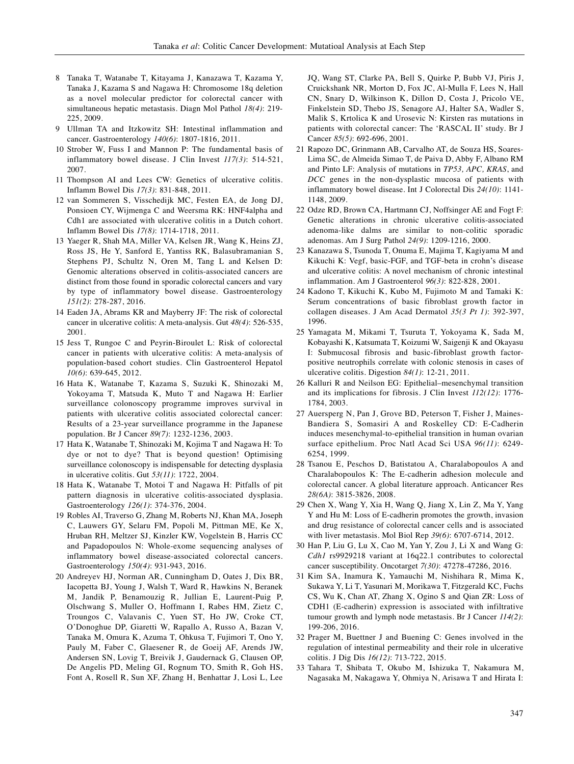8 Tanaka T, Watanabe T, Kitayama J, Kanazawa T, Kazama Y, Tanaka J, Kazama S and Nagawa H: Chromosome 18q deletion as a novel molecular predictor for colorectal cancer with simultaneous hepatic metastasis. Diagn Mol Pathol *18(4)*: 219-225, 2009.

9 Ullman TA and Itzkowitz SH: Intestinal inflammation and cancer. Gastroenterology *140(6)*: 1807-1816, 2011.

10 Strober W, Fuss I and Mannon P: The fundamental basis of inflammatory bowel disease. J Clin Invest *117(3)*: 514-521, 2007.

11 Thompson AI and Lees CW: Genetics of ulcerative colitis. Inflamm Bowel Dis *17(3)*: 831-848, 2011.

12 van Sommeren S, Visschedijk MC, Festen EA, de Jong DJ, Ponsioen CY, Wijmenga C and Weersma RK: HNF4alpha and Cdh1 are associated with ulcerative colitis in a Dutch cohort. Inflamm Bowel Dis *17(8)*: 1714-1718, 2011.

13 Yaeger R, Shah MA, Miller VA, Kelsen JR, Wang K, Heins ZJ, Ross JS, He Y, Sanford E, Yantiss RK, Balasubramanian S, Stephens PJ, Schultz N, Oren M, Tang L and Kelsen D: Genomic alterations observed in colitis-associated cancers are distinct from those found in sporadic colorectal cancers and vary by type of inflammatory bowel disease. Gastroenterology *151(2)*: 278-287, 2016.

14 Eaden JA, Abrams KR and Mayberry JF: The risk of colorectal cancer in ulcerative colitis: A meta-analysis. Gut *48(4)*: 526-535, 2001.

15 Jess T, Rungoe C and Peyrin-Biroulet L: Risk of colorectal cancer in patients with ulcerative colitis: A meta-analysis of population-based cohort studies. Clin Gastroenterol Hepatol *10(6)*: 639-645, 2012.

16 Hata K, Watanabe T, Kazama S, Suzuki K, Shinozaki M, Yokoyama T, Matsuda K, Muto T and Nagawa H: Earlier surveillance colonoscopy programme improves survival in patients with ulcerative colitis associated colorectal cancer: Results of a 23-year surveillance programme in the Japanese population. Br J Cancer *89(7)*: 1232-1236, 2003.

17 Hata K, Watanabe T, Shinozaki M, Kojima T and Nagawa H: To dye or not to dye? That is beyond question! Optimising surveillance colonoscopy is indispensable for detecting dysplasia in ulcerative colitis. Gut *53(11)*: 1722, 2004.

18 Hata K, Watanabe T, Motoi T and Nagawa H: Pitfalls of pit pattern diagnosis in ulcerative colitis-associated dysplasia. Gastroenterology *126(1)*: 374-376, 2004.

19 Robles AI, Traverso G, Zhang M, Roberts NJ, Khan MA, Joseph C, Lauwers GY, Selaru FM, Popoli M, Pittman ME, Ke X, Hruban RH, Meltzer SJ, Kinzler KW, Vogelstein B, Harris CC and Papadopoulos N: Whole-exome sequencing analyses of inflammatory bowel disease-associated colorectal cancers. Gastroenterology *150(4)*: 931-943, 2016.

20 Andreyev HJ, Norman AR, Cunningham D, Oates J, Dix BR, Iacopetta BJ, Young J, Walsh T, Ward R, Hawkins N, Beranek M, Jandik P, Benamouzig R, Jullian E, Laurent-Puig P, Olschwang S, Muller O, Hoffmann I, Rabes HM, Zietz C, Troungos C, Valavanis C, Yuen ST, Ho JW, Croke CT, O'Donoghue DP, Giaretti W, Rapallo A, Russo A, Bazan V, Tanaka M, Omura K, Azuma T, Ohkusa T, Fujimori T, Ono Y, Pauly M, Faber C, Glaesener R, de Goeij AF, Arends JW, Andersen SN, Lovig T, Breivik J, Gaudernack G, Clausen OP, De Angelis PD, Meling GI, Rognum TO, Smith R, Goh HS, Font A, Rosell R, Sun XF, Zhang H, Benhattar J, Losi L, Lee JQ, Wang ST, Clarke PA, Bell S, Quirke P, Bubb VJ, Piris J, Cruickshank NR, Morton D, Fox JC, Al-Mulla F, Lees N, Hall CN, Snary D, Wilkinson K, Dillon D, Costa J, Pricolo VE, Finkelstein SD, Thebo JS, Senagore AJ, Halter SA, Wadler S, Malik S, Krtolica K and Urosevic N: Kirsten ras mutations in patients with colorectal cancer: The 'RASCAL II' study. Br J Cancer *85(5)*: 692-696, 2001.

21 Rapozo DC, Grinmann AB, Carvalho AT, de Souza HS, Soares-Lima SC, de Almeida Simao T, de Paiva D, Abby F, Albano RM and Pinto LF: Analysis of mutations in *TP53, APC, KRAS*, and *DCC* genes in the non-dysplastic mucosa of patients with inflammatory bowel disease. Int J Colorectal Dis *24(10)*: 1141-1148, 2009.

22 Odze RD, Brown CA, Hartmann CJ, Noffsinger AE and Fogt F: Genetic alterations in chronic ulcerative colitis-associated adenoma-like dalms are similar to non-colitic sporadic adenomas. Am J Surg Pathol *24(9)*: 1209-1216, 2000.

23 Kanazawa S, Tsunoda T, Onuma E, Majima T, Kagiyama M and Kikuchi K: Vegf, basic-FGF, and TGF-beta in crohn's disease and ulcerative colitis: A novel mechanism of chronic intestinal inflammation. Am J Gastroenterol *96(3)*: 822-828, 2001.

24 Kadono T, Kikuchi K, Kubo M, Fujimoto M and Tamaki K: Serum concentrations of basic fibroblast growth factor in collagen diseases. J Am Acad Dermatol *35(3 Pt 1)*: 392-397, 1996.

25 Yamagata M, Mikami T, Tsuruta T, Yokoyama K, Sada M, Kobayashi K, Katsumata T, Koizumi W, Saigenji K and Okayasu I: Submucosal fibrosis and basic-fibroblast growth factor-positive neutrophils correlate with colonic stenosis in cases of ulcerative colitis. Digestion *84(1)*: 12-21, 2011.

26 Kalluri R and Neilson EG: Epithelial–mesenchymal transition and its implications for fibrosis. J Clin Invest *112(12)*: 1776-1784, 2003.

27 Auersperg N, Pan J, Grove BD, Peterson T, Fisher J, Maines-Bandiera S, Somasiri A and Roskelley CD: E-Cadherin induces mesenchymal-to-epithelial transition in human ovarian surface epithelium. Proc Natl Acad Sci USA *96(11)*: 6249-6254, 1999.

28 Tsanou E, Peschos D, Batistatou A, Charalabopoulos A and Charalabopoulos K: The E-cadherin adhesion molecule and colorectal cancer. A global literature approach. Anticancer Res *28(6A)*: 3815-3826, 2008.

29 Chen X, Wang Y, Xia H, Wang Q, Jiang X, Lin Z, Ma Y, Yang Y and Hu M: Loss of E-cadherin promotes the growth, invasion and drug resistance of colorectal cancer cells and is associated with liver metastasis. Mol Biol Rep *39(6)*: 6707-6714, 2012.

30 Han P, Liu G, Lu X, Cao M, Yan Y, Zou J, Li X and Wang G: *Cdh1* rs9929218 variant at 16q22.1 contributes to colorectal cancer susceptibility. Oncotarget *7(30)*: 47278-47286, 2016.

31 Kim SA, Inamura K, Yamauchi M, Nishihara R, Mima K, Sukawa Y, Li T, Yasunari M, Morikawa T, Fitzgerald KC, Fuchs CS, Wu K, Chan AT, Zhang X, Ogino S and Qian ZR: Loss of CDH1 (E-cadherin) expression is associated with infiltrative tumour growth and lymph node metastasis. Br J Cancer *114(2)*: 199-206, 2016.

32 Prager M, Buettner J and Buening C: Genes involved in the regulation of intestinal permeability and their role in ulcerative colitis. J Dig Dis *16(12)*: 713-722, 2015.

33 Tahara T, Shibata T, Okubo M, Ishizuka T, Nakamura M, Nagasaka M, Nakagawa Y, Ohmiya N, Arisawa T and Hirata I: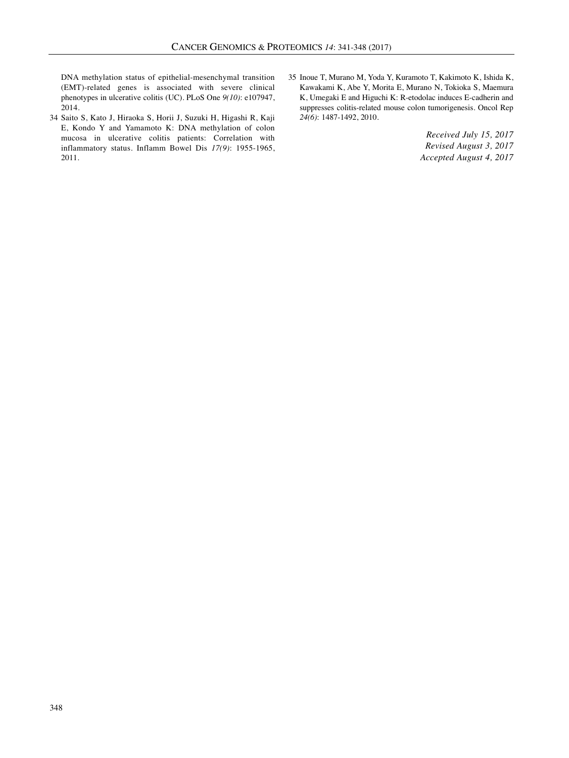DNA methylation status of epithelial-mesenchymal transition (EMT)-related genes is associated with severe clinical phenotypes in ulcerative colitis (UC). PLoS One *9(10)*: e107947, 2014.

34 Saito S, Kato J, Hiraoka S, Horii J, Suzuki H, Higashi R, Kaji E, Kondo Y and Yamamoto K: DNA methylation of colon mucosa in ulcerative colitis patients: Correlation with inflammatory status. Inflamm Bowel Dis *17(9)*: 1955-1965, 2011.

35 Inoue T, Murano M, Yoda Y, Kuramoto T, Kakimoto K, Ishida K, Kawakami K, Abe Y, Morita E, Murano N, Tokioka S, Maemura K, Umegaki E and Higuchi K: R-etodolac induces E-cadherin and suppresses colitis-related mouse colon tumorigenesis. Oncol Rep *24(6)*: 1487-1492, 2010.

*Received July 15, 2017*
*Revised August 3, 2017*
*Accepted August 4, 2017*